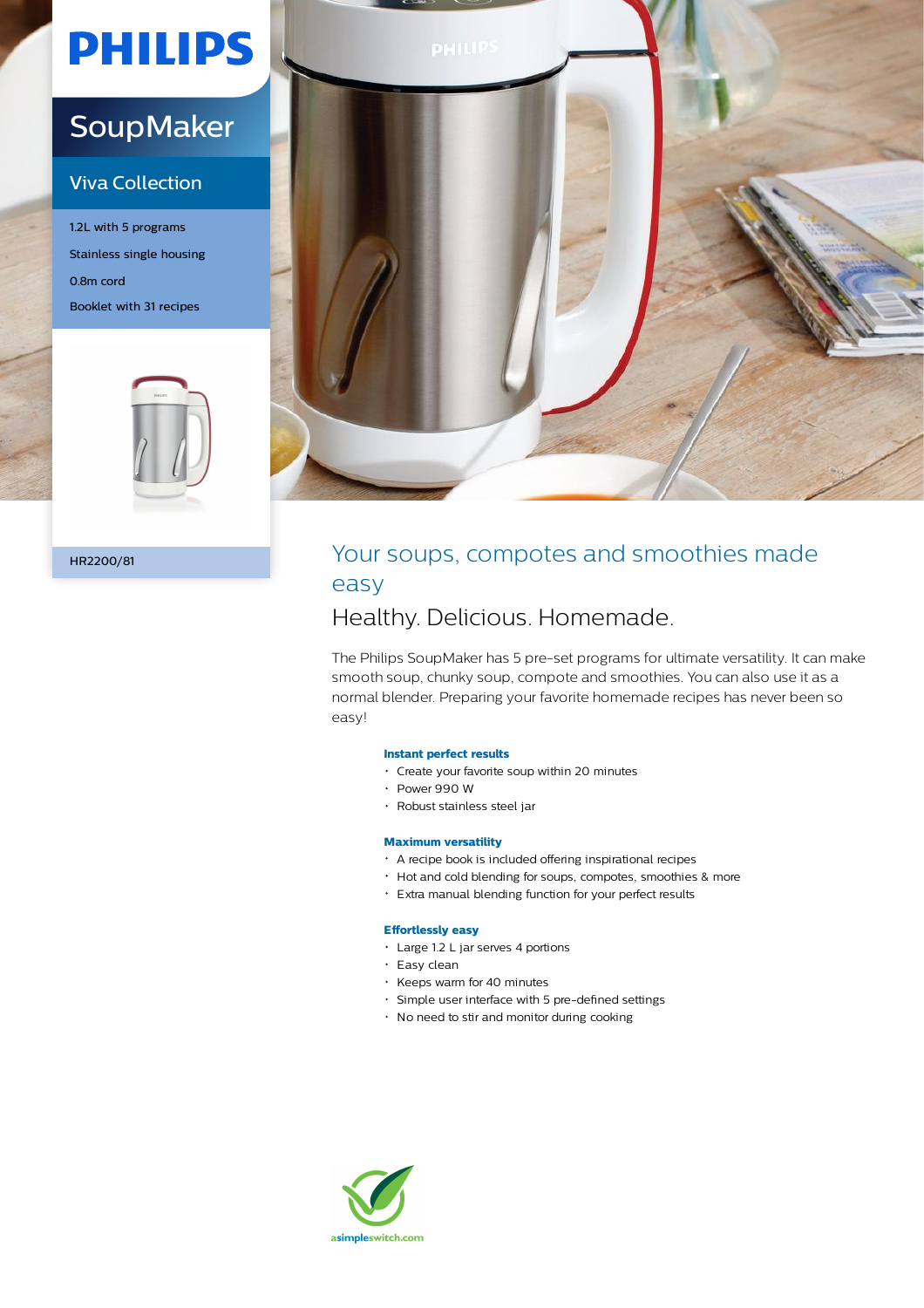PHILIPS

# SoupMaker

## Viva Collection

1.2L with 5 programs

Stainless single housing

0.8m cord

Booklet with 31 recipes

HR2200/81

## Your soups, compotes and smoothies made easy

### Healthy. Delicious. Homemade.

The Philips SoupMaker has 5 pre-set programs for ultimate versatility. It can make smooth soup, chunky soup, compote and smoothies. You can also use it as a normal blender. Preparing your favorite homemade recipes has never been so easy!

**Instant perfect results**

- Create your favorite soup within 20 minutes
- Power 990 W
- Robust stainless steel jar

**Maximum versatility**

- A recipe book is included offering inspirational recipes
- Hot and cold blending for soups, compotes, smoothies & more
- Extra manual blending function for your perfect results

**Effortlessly easy**

- Large 1.2 L jar serves 4 portions
- Easy clean
- Keeps warm for 40 minutes
- Simple user interface with 5 pre-defined settings
- No need to stir and monitor during cooking

asimpleswitch.com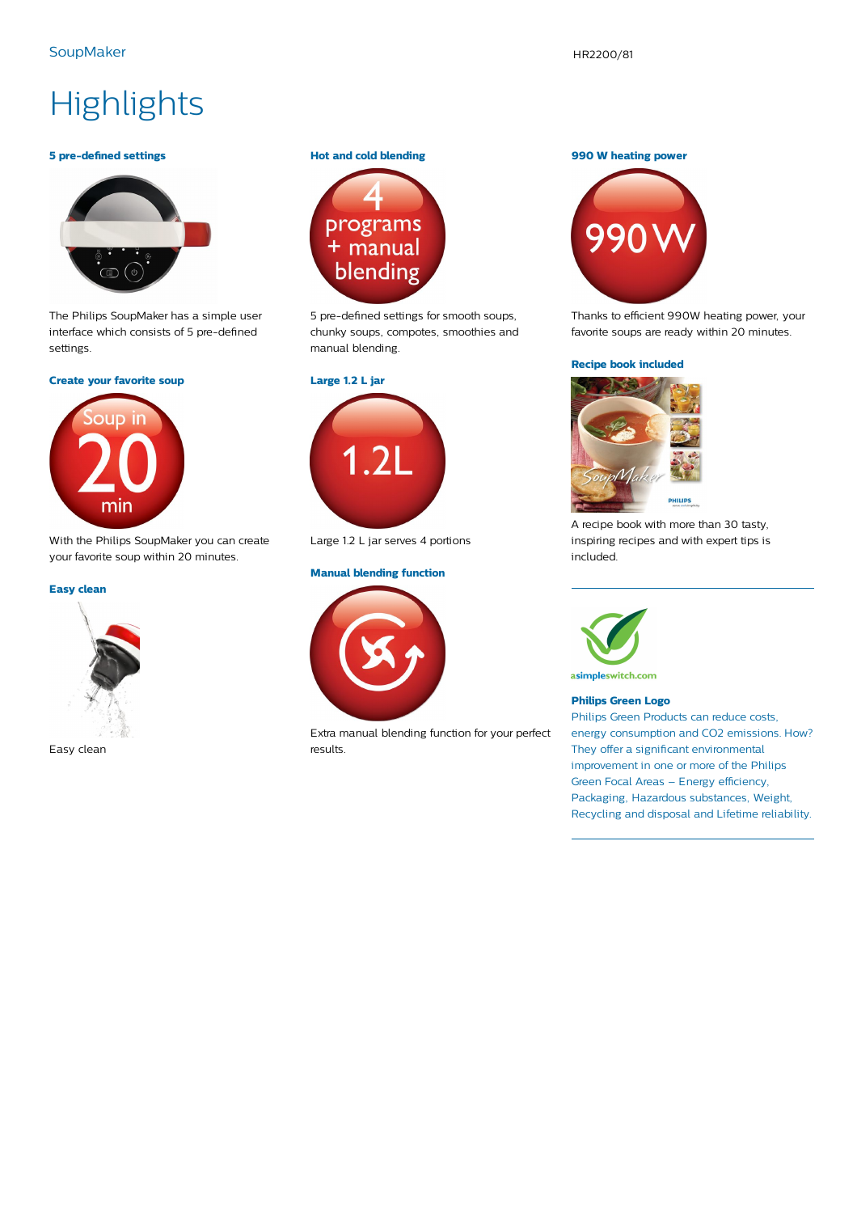# Highlights

### 5 pre-defined settings

The Philips SoupMaker has a simple user interface which consists of 5 pre-defined settings.

### Create your favorite soup

With the Philips SoupMaker you can create your favorite soup within 20 minutes.

### Easy clean

Easy clean

### Hot and cold blending

5 pre-defined settings for smooth soups, chunky soups, compotes, smoothies and manual blending.

### Large 1.2 L jar

Large 1.2 L jar serves 4 portions

### Manual blending function

Extra manual blending function for your perfect results.

### 990 W heating power

Thanks to efficient 990W heating power, your favorite soups are ready within 20 minutes.

### Recipe book included

A recipe book with more than 30 tasty, inspiring recipes and with expert tips is included.

---

asimpleswitch.com

### Philips Green Logo

Philips Green Products can reduce costs, energy consumption and CO2 emissions. How? They offer a significant environmental improvement in one or more of the Philips Green Focal Areas – Energy efficiency, Packaging, Hazardous substances, Weight, Recycling and disposal and Lifetime reliability.

---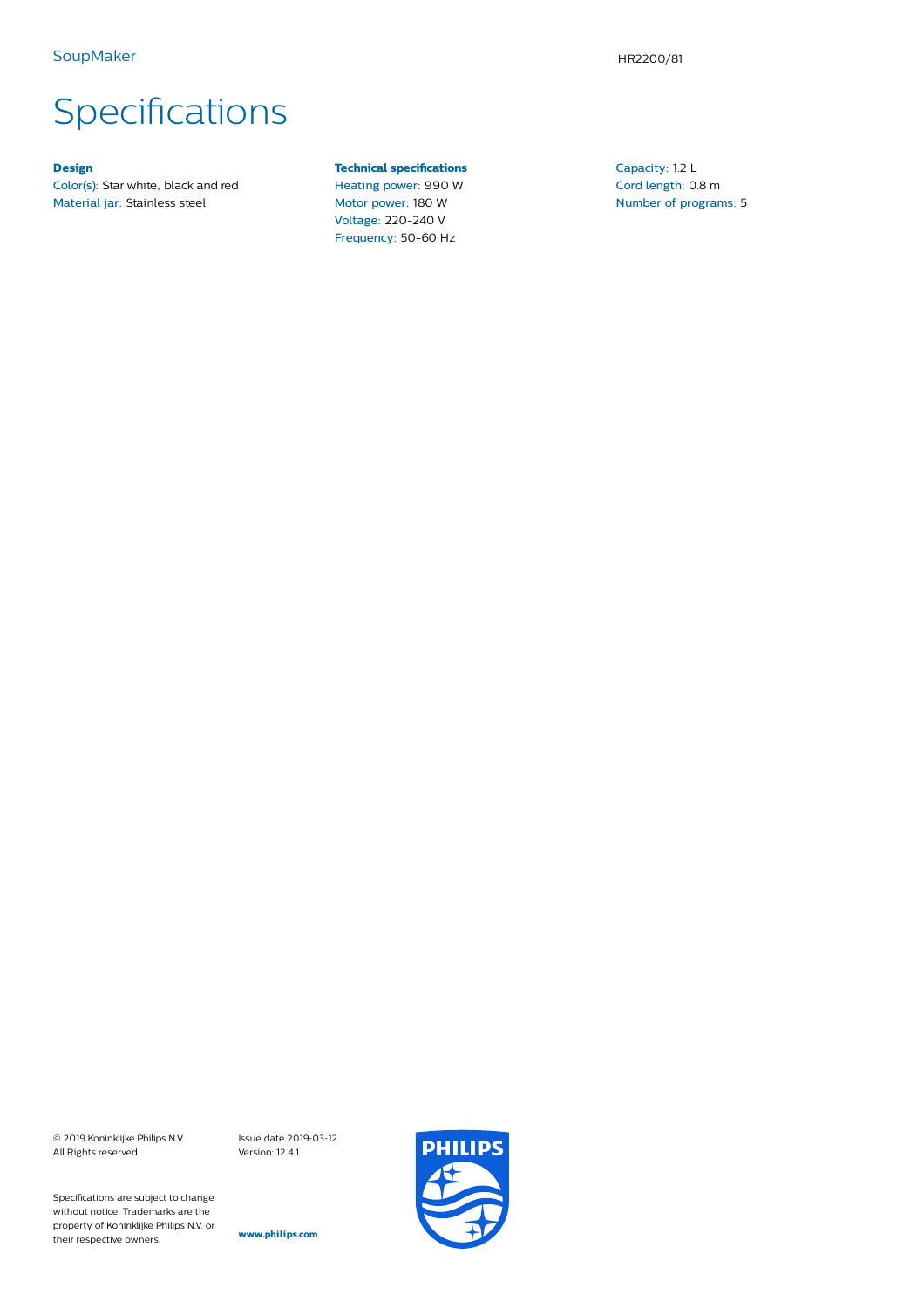# Specifications

**Design**

Color(s): Star white, black and red
Material jar: Stainless steel

**Technical specifications**

Heating power: 990 W
Motor power: 180 W
Voltage: 220-240 V
Frequency: 50-60 Hz
Capacity: 1.2 L
Cord length: 0.8 m
Number of programs: 5

© 2019 Koninklijke Philips N.V.
All Rights reserved.

Specifications are subject to change without notice. Trademarks are the property of Koninklijke Philips N.V. or their respective owners.

Issue date 2019-03-12
Version: 12.4.1

www.philips.com